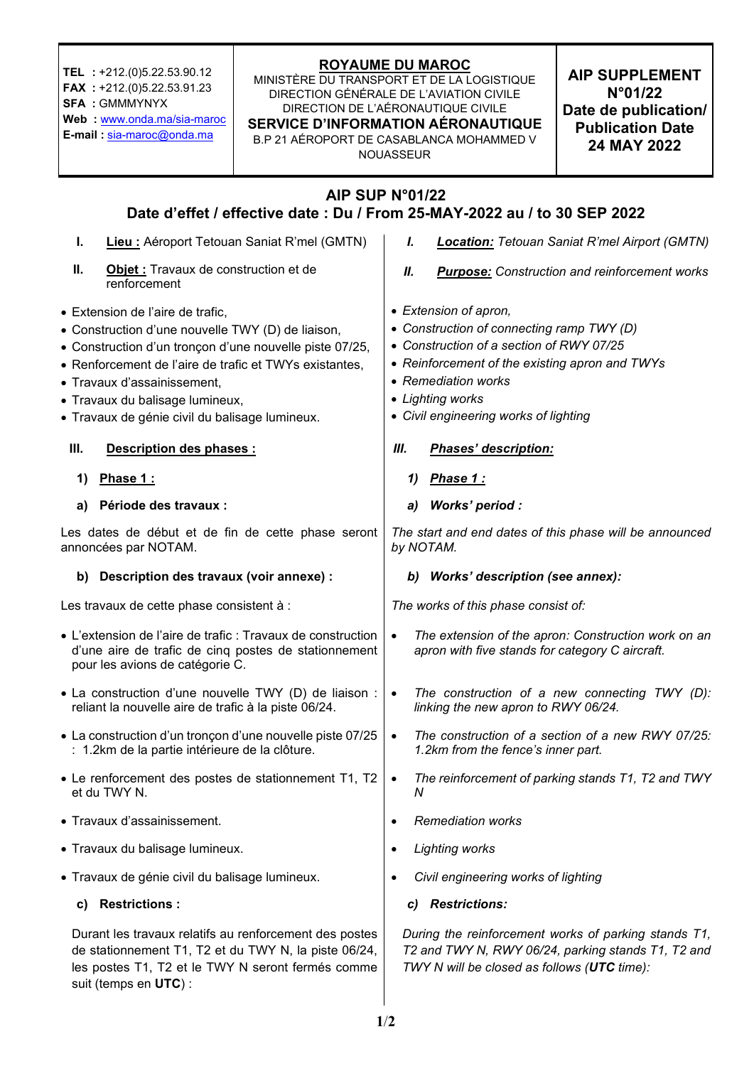| TEL : +212.(0)5.22.53.90.12<br>FAX : +212.(0)5.22.53.91.23<br>SFA : GMMMYNYX<br>Web : www.onda.ma/sia-maroc<br>E-mail : sia-maroc@onda.ma | **ROYAUME DU MAROC**<br>MINISTÈRE DU TRANSPORT ET DE LA LOGISTIQUE<br>DIRECTION GÉNÉRALE DE L'AVIATION CIVILE<br>DIRECTION DE L'AÉRONAUTIQUE CIVILE<br>**SERVICE D'INFORMATION AÉRONAUTIQUE**<br>B.P 21 AÉROPORT DE CASABLANCA MOHAMMED V NOUASSEUR | **AIP SUPPLEMENT N°01/22**<br>**Date de publication/ Publication Date**<br>**24 MAY 2022** |
|---|---|---|

# AIP SUP N°01/22

## Date d'effet / effective date : Du / From 25-MAY-2022 au / to 30 SEP 2022

**I. Lieu :** Aéroport Tetouan Saniat R'mel (GMTN)

**II. Objet :** Travaux de construction et de renforcement

- Extension de l'aire de trafic,
- Construction d'une nouvelle TWY (D) de liaison,
- Construction d'un tronçon d'une nouvelle piste 07/25,
- Renforcement de l'aire de trafic et TWYs existantes,
- Travaux d'assainissement,
- Travaux du balisage lumineux,
- Travaux de génie civil du balisage lumineux.

**III. Description des phases :**

**1) Phase 1 :**

**a) Période des travaux :**

Les dates de début et de fin de cette phase seront annoncées par NOTAM.

**b) Description des travaux (voir annexe) :**

Les travaux de cette phase consistent à :

- L'extension de l'aire de trafic : Travaux de construction d'une aire de trafic de cinq postes de stationnement pour les avions de catégorie C.
- La construction d'une nouvelle TWY (D) de liaison : reliant la nouvelle aire de trafic à la piste 06/24.
- La construction d'un tronçon d'une nouvelle piste 07/25 : 1.2km de la partie intérieure de la clôture.
- Le renforcement des postes de stationnement T1, T2 et du TWY N.
- Travaux d'assainissement.
- Travaux du balisage lumineux.
- Travaux de génie civil du balisage lumineux.

**c) Restrictions :**

Durant les travaux relatifs au renforcement des postes de stationnement T1, T2 et du TWY N, la piste 06/24, les postes T1, T2 et le TWY N seront fermés comme suit (temps en **UTC**) :

*I. **Location:** Tetouan Saniat R'mel Airport (GMTN)*

*II. **Purpose:** Construction and reinforcement works*

- *Extension of apron,*
- *Construction of connecting ramp TWY (D)*
- *Construction of a section of RWY 07/25*
- *Reinforcement of the existing apron and TWYs*
- *Remediation works*
- *Lighting works*
- *Civil engineering works of lighting*

***III. Phases' description:***

***1) Phase 1 :***

***a) Works' period :***

*The start and end dates of this phase will be announced by NOTAM.*

***b) Works' description (see annex):***

*The works of this phase consist of:*

- *The extension of the apron: Construction work on an apron with five stands for category C aircraft.*
- *The construction of a new connecting TWY (D): linking the new apron to RWY 06/24.*
- *The construction of a section of a new RWY 07/25: 1.2km from the fence's inner part.*
- *The reinforcement of parking stands T1, T2 and TWY N*
- *Remediation works*
- *Lighting works*
- *Civil engineering works of lighting*

***c) Restrictions:***

*During the reinforcement works of parking stands T1, T2 and TWY N, RWY 06/24, parking stands T1, T2 and TWY N will be closed as follows (**UTC** time):*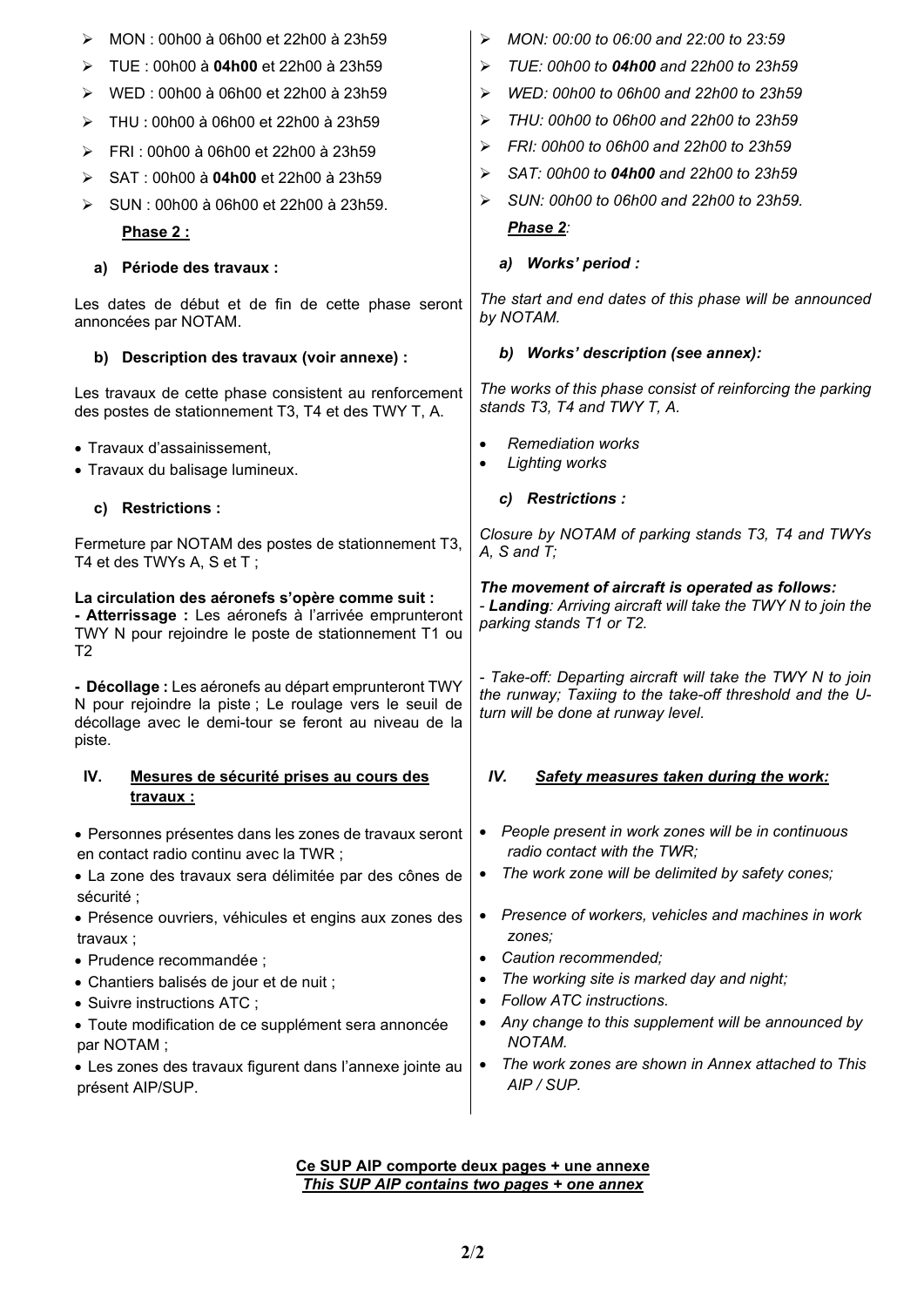- MON : 00h00 à 06h00 et 22h00 à 23h59
- TUE : 00h00 à **04h00** et 22h00 à 23h59
- WED : 00h00 à 06h00 et 22h00 à 23h59
- THU : 00h00 à 06h00 et 22h00 à 23h59
- FRI : 00h00 à 06h00 et 22h00 à 23h59
- SAT : 00h00 à **04h00** et 22h00 à 23h59
- SUN : 00h00 à 06h00 et 22h00 à 23h59.

**Phase 2 :**

**a) Période des travaux :**

Les dates de début et de fin de cette phase seront annoncées par NOTAM.

**b) Description des travaux (voir annexe) :**

Les travaux de cette phase consistent au renforcement des postes de stationnement T3, T4 et des TWY T, A.

- Travaux d'assainissement,
- Travaux du balisage lumineux.

**c) Restrictions :**

Fermeture par NOTAM des postes de stationnement T3, T4 et des TWYs A, S et T ;

**La circulation des aéronefs s'opère comme suit :**
**- Atterrissage :** Les aéronefs à l'arrivée emprunteront TWY N pour rejoindre le poste de stationnement T1 ou T2

**- Décollage :** Les aéronefs au départ emprunteront TWY N pour rejoindre la piste ; Le roulage vers le seuil de décollage avec le demi-tour se feront au niveau de la piste.

## IV. Mesures de sécurité prises au cours des travaux :

- Personnes présentes dans les zones de travaux seront en contact radio continu avec la TWR ;
- La zone des travaux sera délimitée par des cônes de sécurité ;
- Présence ouvriers, véhicules et engins aux zones des travaux ;
- Prudence recommandée ;
- Chantiers balisés de jour et de nuit ;
- Suivre instructions ATC ;
- Toute modification de ce supplément sera annoncée par NOTAM ;
- Les zones des travaux figurent dans l'annexe jointe au présent AIP/SUP.

---

- *MON: 00:00 to 06:00 and 22:00 to 23:59*
- *TUE: 00h00 to **04h00** and 22h00 to 23h59*
- *WED: 00h00 to 06h00 and 22h00 to 23h59*
- *THU: 00h00 to 06h00 and 22h00 to 23h59*
- *FRI: 00h00 to 06h00 and 22h00 to 23h59*
- *SAT: 00h00 to **04h00** and 22h00 to 23h59*
- *SUN: 00h00 to 06h00 and 22h00 to 23h59.*

***Phase 2**:*

***a) Works' period :***

*The start and end dates of this phase will be announced by NOTAM.*

***b) Works' description (see annex):***

*The works of this phase consist of reinforcing the parking stands T3, T4 and TWY T, A.*

- *Remediation works*
- *Lighting works*

***c) Restrictions :***

*Closure by NOTAM of parking stands T3, T4 and TWYs A, S and T;*

***The movement of aircraft is operated as follows:***
*- **Landing**: Arriving aircraft will take the TWY N to join the parking stands T1 or T2.*

*- Take-off: Departing aircraft will take the TWY N to join the runway; Taxiing to the take-off threshold and the U-turn will be done at runway level.*

## *IV. Safety measures taken during the work:*

- *People present in work zones will be in continuous radio contact with the TWR;*
- *The work zone will be delimited by safety cones;*
- *Presence of workers, vehicles and machines in work zones;*
- *Caution recommended;*
- *The working site is marked day and night;*
- *Follow ATC instructions.*
- *Any change to this supplement will be announced by NOTAM.*
- *The work zones are shown in Annex attached to This AIP / SUP.*

**Ce SUP AIP comporte deux pages + une annexe**
***This SUP AIP contains two pages + one annex***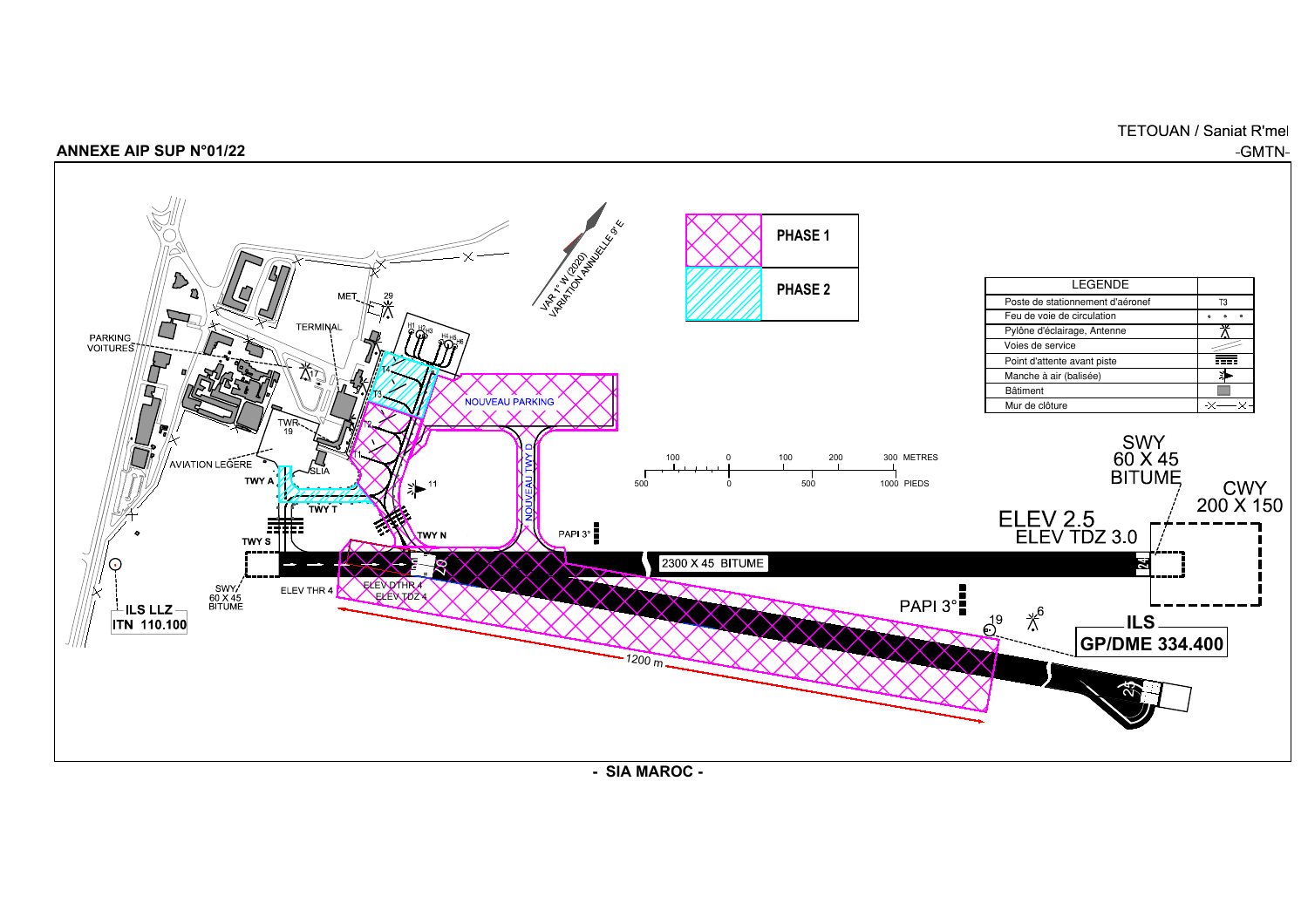**ANNEXE AIP SUP N°01/22**

TETOUAN / Saniat R'mel
-GMTN-

| | |
|---|---|
| | PHASE 1 |
| | PHASE 2 |

| LEGENDE | |
|---|---|
| Poste de stationnement d'aéronef | T3 |
| Feu de voie de circulation | |
| Pylône d'éclairage, Antenne | |
| Voies de service | |
| Point d'attente avant piste | |
| Manche à air (balisée) | |
| Bâtiment | |
| Mur de clôture | |

VAR 1° N (2020)
VARIATION ANNUELLE 9' E

PARKING VOITURES
MET
29
TERMINAL
H1 H2 H3 H4 H5 H6
17
T4
T3
T2
T1
TWR 19
AVIATION LEGERE
SLIA
TWY A
TWY T
TWY S
TWY N
11
NOUVEAU PARKING
NOUVEAU TWY D
PAPI 3°

100 0 100 200 300 METRES
500 0 500 1000 PIEDS

SWY 60 X 45 BITUME
CWY 200 X 150
ELEV 2.5
ELEV TDZ 3.0

SWY 60 X 45 BITUME
ELEV THR 4
ELEV DTHR 4
ELEV TDZ 4
ILS LLZ
ITN 110.100
2300 X 45 BITUME
PAPI 3°
19
6
ILS
GP/DME 334.400
1200 m
02
20
24
25

- SIA MAROC -